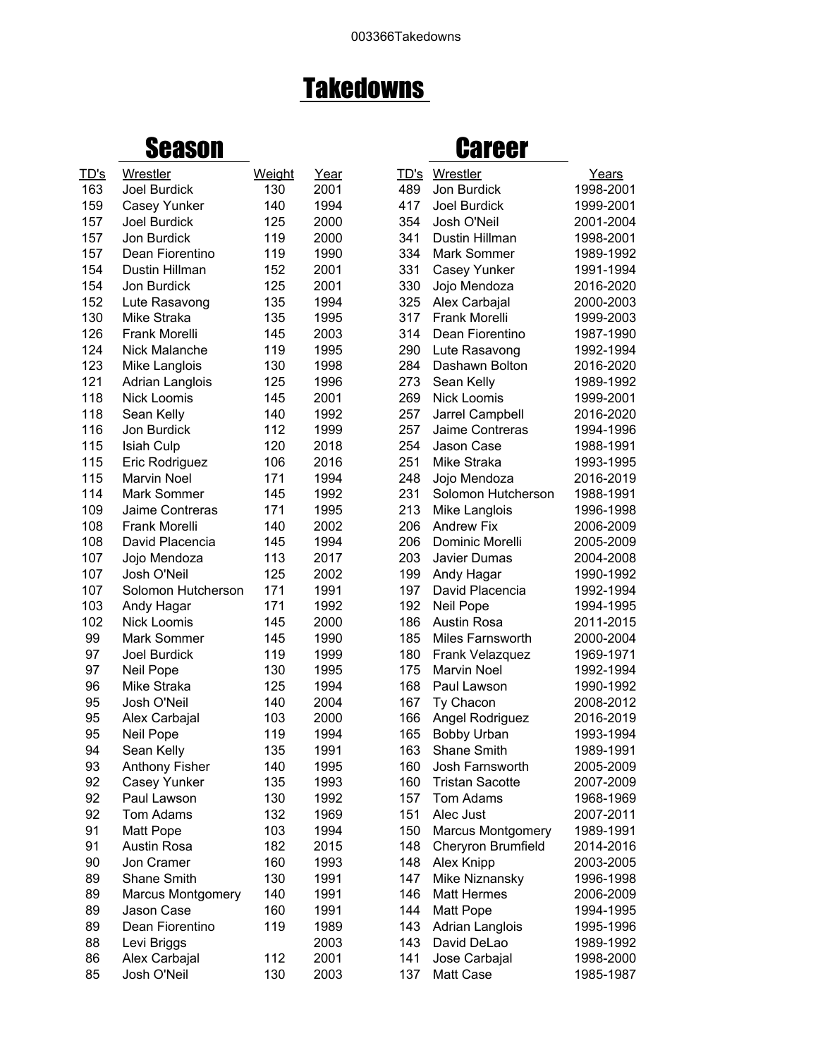# Takedowns

## Season

| TD's | Wrestler | Weight | Year |
|---|---|---|---|
| 163 | Joel Burdick | 130 | 2001 |
| 159 | Casey Yunker | 140 | 1994 |
| 157 | Joel Burdick | 125 | 2000 |
| 157 | Jon Burdick | 119 | 2000 |
| 157 | Dean Fiorentino | 119 | 1990 |
| 154 | Dustin Hillman | 152 | 2001 |
| 154 | Jon Burdick | 125 | 2001 |
| 152 | Lute Rasavong | 135 | 1994 |
| 130 | Mike Straka | 135 | 1995 |
| 126 | Frank Morelli | 145 | 2003 |
| 124 | Nick Malanche | 119 | 1995 |
| 123 | Mike Langlois | 130 | 1998 |
| 121 | Adrian Langlois | 125 | 1996 |
| 118 | Nick Loomis | 145 | 2001 |
| 118 | Sean Kelly | 140 | 1992 |
| 116 | Jon Burdick | 112 | 1999 |
| 115 | Isiah Culp | 120 | 2018 |
| 115 | Eric Rodriguez | 106 | 2016 |
| 115 | Marvin Noel | 171 | 1994 |
| 114 | Mark Sommer | 145 | 1992 |
| 109 | Jaime Contreras | 171 | 1995 |
| 108 | Frank Morelli | 140 | 2002 |
| 108 | David Placencia | 145 | 1994 |
| 107 | Jojo Mendoza | 113 | 2017 |
| 107 | Josh O'Neil | 125 | 2002 |
| 107 | Solomon Hutcherson | 171 | 1991 |
| 103 | Andy Hagar | 171 | 1992 |
| 102 | Nick Loomis | 145 | 2000 |
| 99 | Mark Sommer | 145 | 1990 |
| 97 | Joel Burdick | 119 | 1999 |
| 97 | Neil Pope | 130 | 1995 |
| 96 | Mike Straka | 125 | 1994 |
| 95 | Josh O'Neil | 140 | 2004 |
| 95 | Alex Carbajal | 103 | 2000 |
| 95 | Neil Pope | 119 | 1994 |
| 94 | Sean Kelly | 135 | 1991 |
| 93 | Anthony Fisher | 140 | 1995 |
| 92 | Casey Yunker | 135 | 1993 |
| 92 | Paul Lawson | 130 | 1992 |
| 92 | Tom Adams | 132 | 1969 |
| 91 | Matt Pope | 103 | 1994 |
| 91 | Austin Rosa | 182 | 2015 |
| 90 | Jon Cramer | 160 | 1993 |
| 89 | Shane Smith | 130 | 1991 |
| 89 | Marcus Montgomery | 140 | 1991 |
| 89 | Jason Case | 160 | 1991 |
| 89 | Dean Fiorentino | 119 | 1989 |
| 88 | Levi Briggs | | 2003 |
| 86 | Alex Carbajal | 112 | 2001 |
| 85 | Josh O'Neil | 130 | 2003 |

## Career

| TD's | Wrestler | Years |
|---|---|---|
| 489 | Jon Burdick | 1998-2001 |
| 417 | Joel Burdick | 1999-2001 |
| 354 | Josh O'Neil | 2001-2004 |
| 341 | Dustin Hillman | 1998-2001 |
| 334 | Mark Sommer | 1989-1992 |
| 331 | Casey Yunker | 1991-1994 |
| 330 | Jojo Mendoza | 2016-2020 |
| 325 | Alex Carbajal | 2000-2003 |
| 317 | Frank Morelli | 1999-2003 |
| 314 | Dean Fiorentino | 1987-1990 |
| 290 | Lute Rasavong | 1992-1994 |
| 284 | Dashawn Bolton | 2016-2020 |
| 273 | Sean Kelly | 1989-1992 |
| 269 | Nick Loomis | 1999-2001 |
| 257 | Jarrel Campbell | 2016-2020 |
| 257 | Jaime Contreras | 1994-1996 |
| 254 | Jason Case | 1988-1991 |
| 251 | Mike Straka | 1993-1995 |
| 248 | Jojo Mendoza | 2016-2019 |
| 231 | Solomon Hutcherson | 1988-1991 |
| 213 | Mike Langlois | 1996-1998 |
| 206 | Andrew Fix | 2006-2009 |
| 206 | Dominic Morelli | 2005-2009 |
| 203 | Javier Dumas | 2004-2008 |
| 199 | Andy Hagar | 1990-1992 |
| 197 | David Placencia | 1992-1994 |
| 192 | Neil Pope | 1994-1995 |
| 186 | Austin Rosa | 2011-2015 |
| 185 | Miles Farnsworth | 2000-2004 |
| 180 | Frank Velazquez | 1969-1971 |
| 175 | Marvin Noel | 1992-1994 |
| 168 | Paul Lawson | 1990-1992 |
| 167 | Ty Chacon | 2008-2012 |
| 166 | Angel Rodriguez | 2016-2019 |
| 165 | Bobby Urban | 1993-1994 |
| 163 | Shane Smith | 1989-1991 |
| 160 | Josh Farnsworth | 2005-2009 |
| 160 | Tristan Sacotte | 2007-2009 |
| 157 | Tom Adams | 1968-1969 |
| 151 | Alec Just | 2007-2011 |
| 150 | Marcus Montgomery | 1989-1991 |
| 148 | Cheryron Brumfield | 2014-2016 |
| 148 | Alex Knipp | 2003-2005 |
| 147 | Mike Niznansky | 1996-1998 |
| 146 | Matt Hermes | 2006-2009 |
| 144 | Matt Pope | 1994-1995 |
| 143 | Adrian Langlois | 1995-1996 |
| 143 | David DeLao | 1989-1992 |
| 141 | Jose Carbajal | 1998-2000 |
| 137 | Matt Case | 1985-1987 |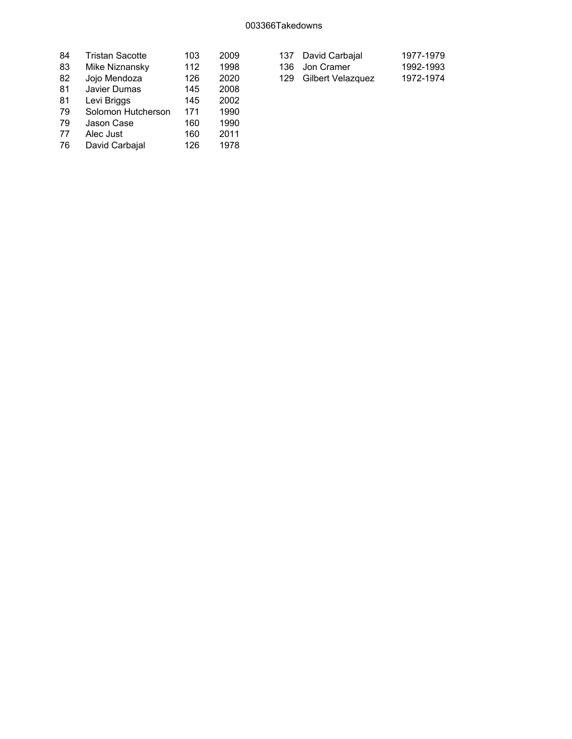003366Takedowns

| | | | |
|---|---|---|---|
| 84 | Tristan Sacotte | 103 | 2009 |
| 83 | Mike Niznansky | 112 | 1998 |
| 82 | Jojo Mendoza | 126 | 2020 |
| 81 | Javier Dumas | 145 | 2008 |
| 81 | Levi Briggs | 145 | 2002 |
| 79 | Solomon Hutcherson | 171 | 1990 |
| 79 | Jason Case | 160 | 1990 |
| 77 | Alec Just | 160 | 2011 |
| 76 | David Carbajal | 126 | 1978 |

| | | |
|---|---|---|
| 137 | David Carbajal | 1977-1979 |
| 136 | Jon Cramer | 1992-1993 |
| 129 | Gilbert Velazquez | 1972-1974 |